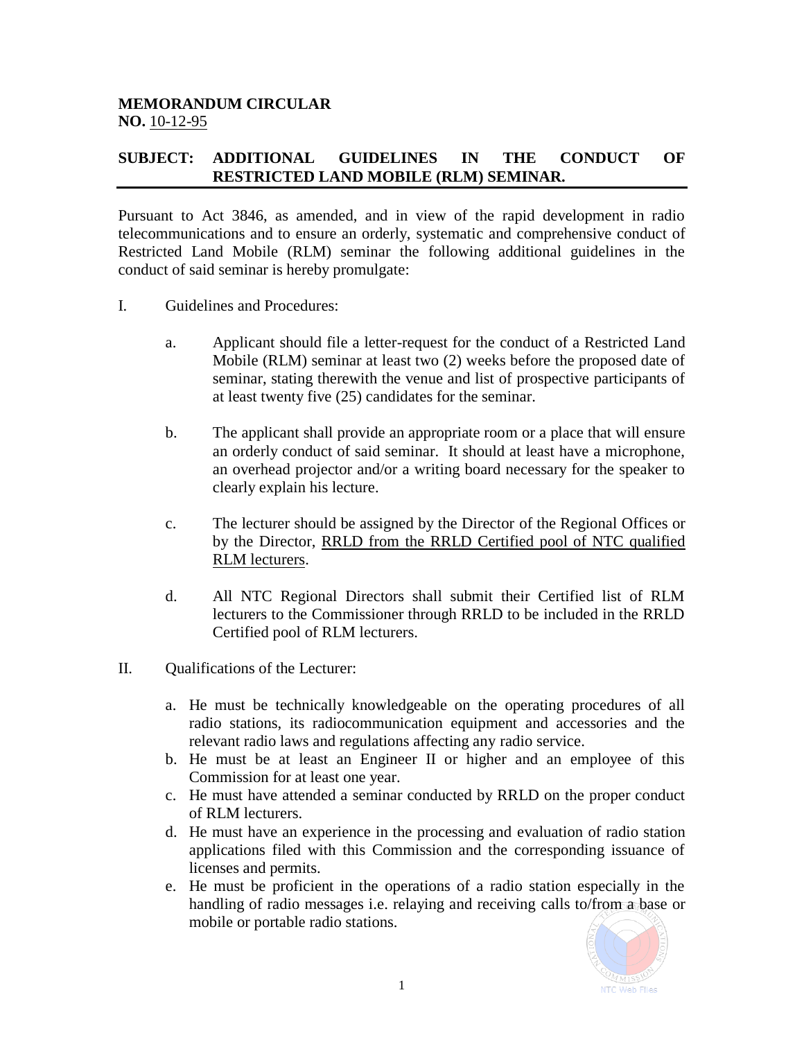**MEMORANDUM CIRCULAR**
**NO.** 10-12-95

**SUBJECT: ADDITIONAL GUIDELINES IN THE CONDUCT OF RESTRICTED LAND MOBILE (RLM) SEMINAR.**

Pursuant to Act 3846, as amended, and in view of the rapid development in radio telecommunications and to ensure an orderly, systematic and comprehensive conduct of Restricted Land Mobile (RLM) seminar the following additional guidelines in the conduct of said seminar is hereby promulgate:

I. Guidelines and Procedures:

a. Applicant should file a letter-request for the conduct of a Restricted Land Mobile (RLM) seminar at least two (2) weeks before the proposed date of seminar, stating therewith the venue and list of prospective participants of at least twenty five (25) candidates for the seminar.

b. The applicant shall provide an appropriate room or a place that will ensure an orderly conduct of said seminar. It should at least have a microphone, an overhead projector and/or a writing board necessary for the speaker to clearly explain his lecture.

c. The lecturer should be assigned by the Director of the Regional Offices or by the Director, RRLD from the RRLD Certified pool of NTC qualified RLM lecturers.

d. All NTC Regional Directors shall submit their Certified list of RLM lecturers to the Commissioner through RRLD to be included in the RRLD Certified pool of RLM lecturers.

II. Qualifications of the Lecturer:

a. He must be technically knowledgeable on the operating procedures of all radio stations, its radiocommunication equipment and accessories and the relevant radio laws and regulations affecting any radio service.
b. He must be at least an Engineer II or higher and an employee of this Commission for at least one year.
c. He must have attended a seminar conducted by RRLD on the proper conduct of RLM lecturers.
d. He must have an experience in the processing and evaluation of radio station applications filed with this Commission and the corresponding issuance of licenses and permits.
e. He must be proficient in the operations of a radio station especially in the handling of radio messages i.e. relaying and receiving calls to/from a base or mobile or portable radio stations.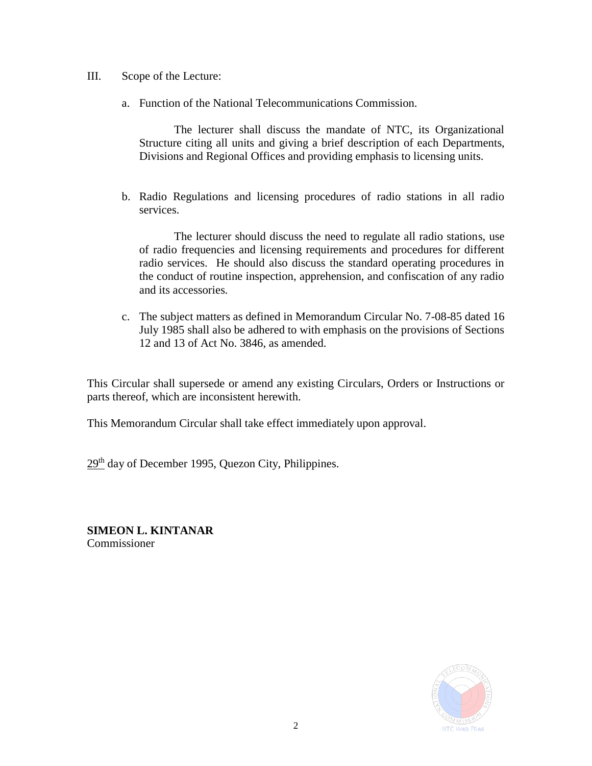III. Scope of the Lecture:

a. Function of the National Telecommunications Commission.

The lecturer shall discuss the mandate of NTC, its Organizational Structure citing all units and giving a brief description of each Departments, Divisions and Regional Offices and providing emphasis to licensing units.

b. Radio Regulations and licensing procedures of radio stations in all radio services.

The lecturer should discuss the need to regulate all radio stations, use of radio frequencies and licensing requirements and procedures for different radio services. He should also discuss the standard operating procedures in the conduct of routine inspection, apprehension, and confiscation of any radio and its accessories.

c. The subject matters as defined in Memorandum Circular No. 7-08-85 dated 16 July 1985 shall also be adhered to with emphasis on the provisions of Sections 12 and 13 of Act No. 3846, as amended.

This Circular shall supersede or amend any existing Circulars, Orders or Instructions or parts thereof, which are inconsistent herewith.

This Memorandum Circular shall take effect immediately upon approval.

29th day of December 1995, Quezon City, Philippines.

**SIMEON L. KINTANAR**
Commissioner